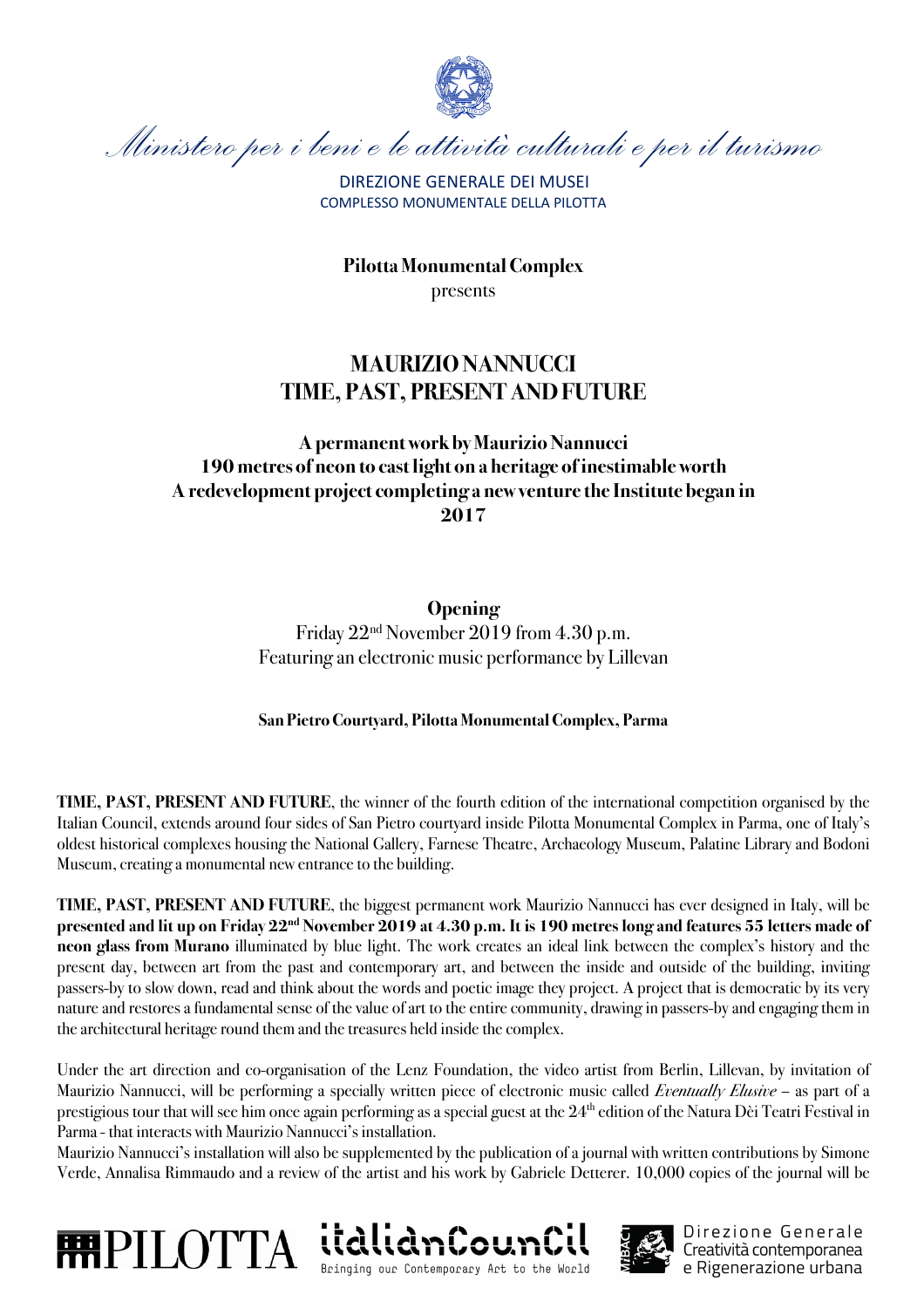*Ministero per i beni e le attività culturali e per il turismo*

DIREZIONE GENERALE DEI MUSEI
COMPLESSO MONUMENTALE DELLA PILOTTA

**Pilotta Monumental Complex**
presents

# MAURIZIO NANNUCCI
# TIME, PAST, PRESENT AND FUTURE

### A permanent work by Maurizio Nannucci
### 190 metres of neon to cast light on a heritage of inestimable worth
### A redevelopment project completing a new venture the Institute began in 2017

**Opening**
Friday 22nd November 2019 from 4.30 p.m.
Featuring an electronic music performance by Lillevan

**San Pietro Courtyard, Pilotta Monumental Complex, Parma**

**TIME, PAST, PRESENT AND FUTURE**, the winner of the fourth edition of the international competition organised by the Italian Council, extends around four sides of San Pietro courtyard inside Pilotta Monumental Complex in Parma, one of Italy's oldest historical complexes housing the National Gallery, Farnese Theatre, Archaeology Museum, Palatine Library and Bodoni Museum, creating a monumental new entrance to the building.

**TIME, PAST, PRESENT AND FUTURE**, the biggest permanent work Maurizio Nannucci has ever designed in Italy, will be **presented and lit up on Friday 22nd November 2019 at 4.30 p.m. It is 190 metres long and features 55 letters made of neon glass from Murano** illuminated by blue light. The work creates an ideal link between the complex's history and the present day, between art from the past and contemporary art, and between the inside and outside of the building, inviting passers-by to slow down, read and think about the words and poetic image they project. A project that is democratic by its very nature and restores a fundamental sense of the value of art to the entire community, drawing in passers-by and engaging them in the architectural heritage round them and the treasures held inside the complex.

Under the art direction and co-organisation of the Lenz Foundation, the video artist from Berlin, Lillevan, by invitation of Maurizio Nannucci, will be performing a specially written piece of electronic music called *Eventually Elusive* – as part of a prestigious tour that will see him once again performing as a special guest at the 24th edition of the Natura Dèi Teatri Festival in Parma - that interacts with Maurizio Nannucci's installation.
Maurizio Nannucci's installation will also be supplemented by the publication of a journal with written contributions by Simone Verde, Annalisa Rimmaudo and a review of the artist and his work by Gabriele Detterer. 10,000 copies of the journal will be

PILOTTA | italianCouncil – Bringing our Contemporary Art to the World | MiBACT Direzione Generale Creatività contemporanea e Rigenerazione urbana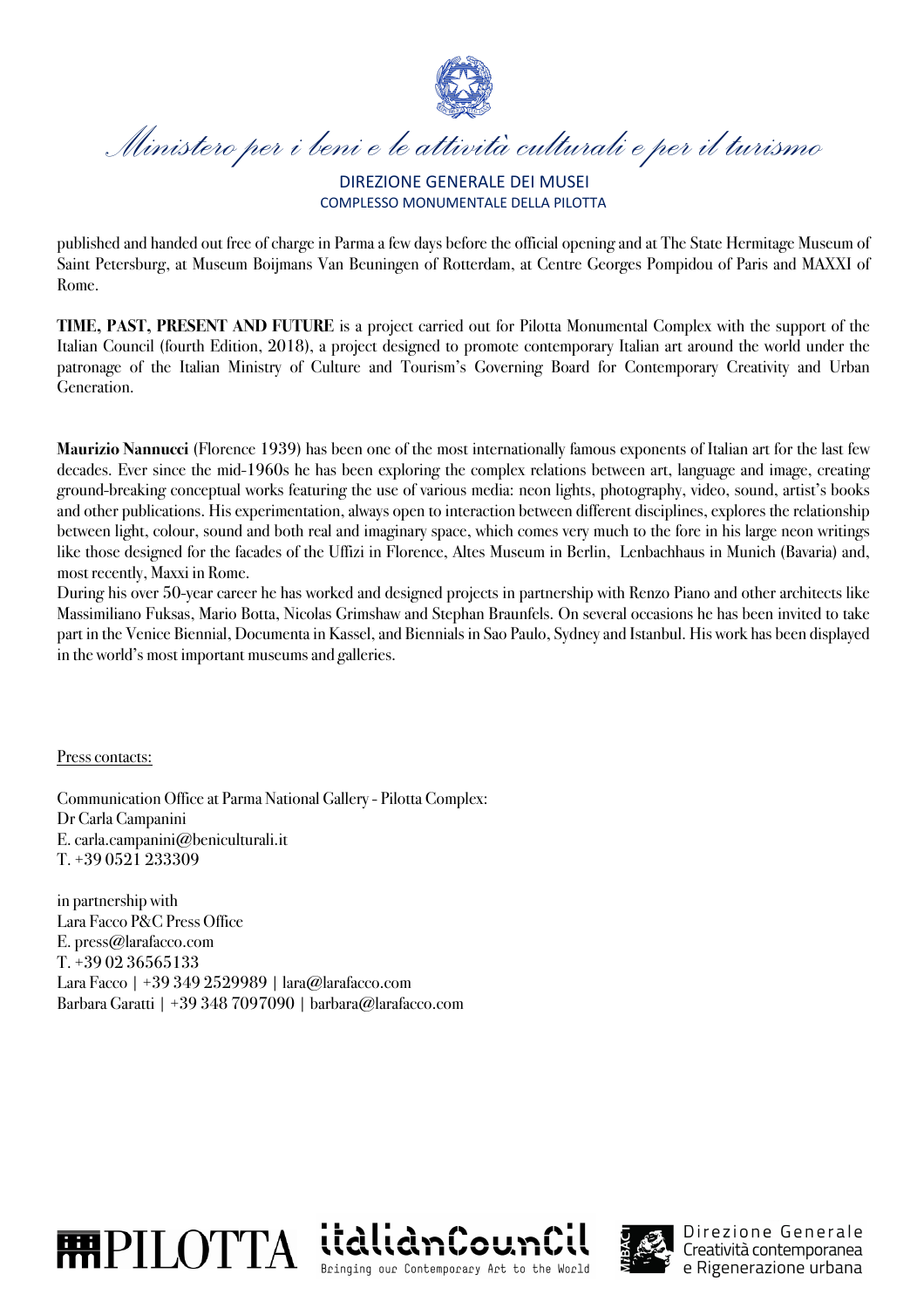published and handed out free of charge in Parma a few days before the official opening and at The State Hermitage Museum of Saint Petersburg, at Museum Boijmans Van Beuningen of Rotterdam, at Centre Georges Pompidou of Paris and MAXXI of Rome.

**TIME, PAST, PRESENT AND FUTURE** is a project carried out for Pilotta Monumental Complex with the support of the Italian Council (fourth Edition, 2018), a project designed to promote contemporary Italian art around the world under the patronage of the Italian Ministry of Culture and Tourism's Governing Board for Contemporary Creativity and Urban Generation.

**Maurizio Nannucci** (Florence 1939) has been one of the most internationally famous exponents of Italian art for the last few decades. Ever since the mid-1960s he has been exploring the complex relations between art, language and image, creating ground-breaking conceptual works featuring the use of various media: neon lights, photography, video, sound, artist's books and other publications. His experimentation, always open to interaction between different disciplines, explores the relationship between light, colour, sound and both real and imaginary space, which comes very much to the fore in his large neon writings like those designed for the facades of the Uffizi in Florence, Altes Museum in Berlin, Lenbachhaus in Munich (Bavaria) and, most recently, Maxxi in Rome.

During his over 50-year career he has worked and designed projects in partnership with Renzo Piano and other architects like Massimiliano Fuksas, Mario Botta, Nicolas Grimshaw and Stephan Braunfels. On several occasions he has been invited to take part in the Venice Biennial, Documenta in Kassel, and Biennials in Sao Paulo, Sydney and Istanbul. His work has been displayed in the world's most important museums and galleries.

Press contacts:

Communication Office at Parma National Gallery - Pilotta Complex:
Dr Carla Campanini
E. carla.campanini@beniculturali.it
T. +39 0521 233309

in partnership with
Lara Facco P&C Press Office
E. press@larafacco.com
T. +39 02 36565133
Lara Facco | +39 349 2529989 | lara@larafacco.com
Barbara Garatti | +39 348 7097090 | barbara@larafacco.com

PILOTTA italianCouncil Bringing our Contemporary Art to the World

MiBACT Direzione Generale Creatività contemporanea e Rigenerazione urbana